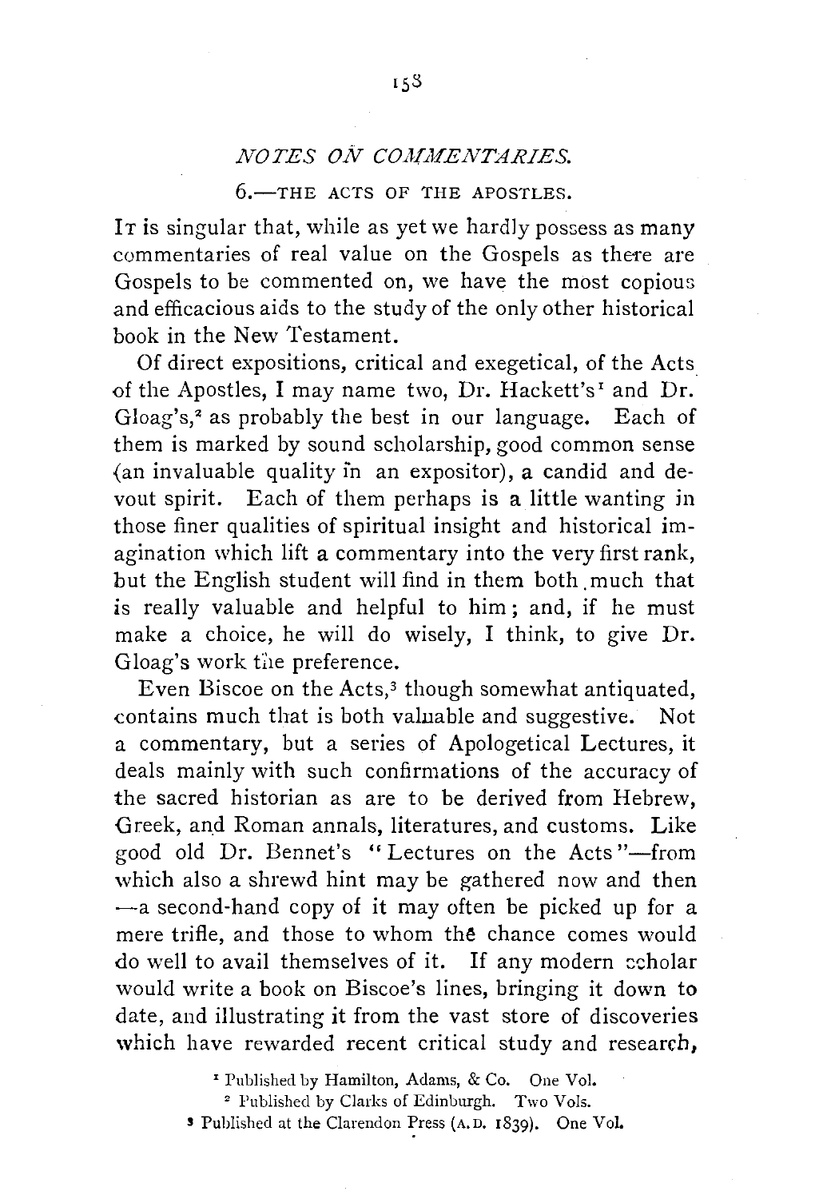## *NOTES ON COMMENTARIES.*

### 6.—THE ACTS OF THE APOSTLES.

IT is singular that, while as yet we hardly possess as many commentaries of real value on the Gospels as there are Gospels to be commented on, we have the most copious and efficacious aids to the study of the only other historical book in the New Testament.

Of direct expositions, critical and exegetical, of the Acts of the Apostles, I may name two, Dr. Hackett's[1] and Dr. Gloag's,[2] as probably the best in our language. Each of them is marked by sound scholarship, good common sense (an invaluable quality in an expositor), a candid and devout spirit. Each of them perhaps is a little wanting in those finer qualities of spiritual insight and historical imagination which lift a commentary into the very first rank, but the English student will find in them both much that is really valuable and helpful to him; and, if he must make a choice, he will do wisely, I think, to give Dr. Gloag's work the preference.

Even Biscoe on the Acts,[3] though somewhat antiquated, contains much that is both valuable and suggestive. Not a commentary, but a series of Apologetical Lectures, it deals mainly with such confirmations of the accuracy of the sacred historian as are to be derived from Hebrew, Greek, and Roman annals, literatures, and customs. Like good old Dr. Bennet's "Lectures on the Acts"—from which also a shrewd hint may be gathered now and then —a second-hand copy of it may often be picked up for a mere trifle, and those to whom the chance comes would do well to avail themselves of it. If any modern scholar would write a book on Biscoe's lines, bringing it down to date, and illustrating it from the vast store of discoveries which have rewarded recent critical study and research,

[1] Published by Hamilton, Adams, & Co. One Vol.

[2] Published by Clarks of Edinburgh. Two Vols.

[3] Published at the Clarendon Press (A.D. 1839). One Vol.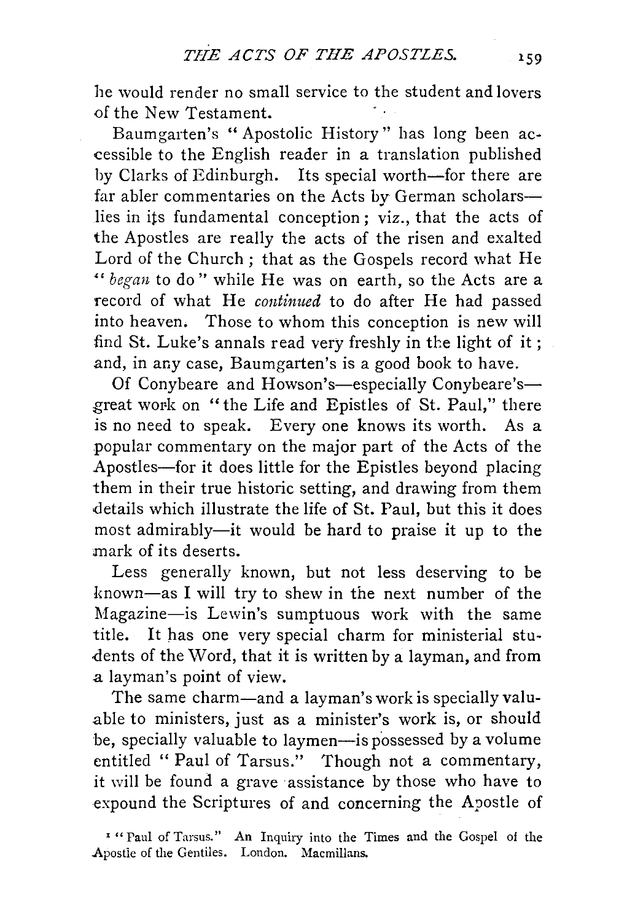he would render no small service to the student and lovers of the New Testament.

Baumgarten's "Apostolic History" has long been accessible to the English reader in a translation published by Clarks of Edinburgh. Its special worth—for there are far abler commentaries on the Acts by German scholars—lies in its fundamental conception; viz., that the acts of the Apostles are really the acts of the risen and exalted Lord of the Church; that as the Gospels record what He "*began* to do" while He was on earth, so the Acts are a record of what He *continued* to do after He had passed into heaven. Those to whom this conception is new will find St. Luke's annals read very freshly in the light of it; and, in any case, Baumgarten's is a good book to have.

Of Conybeare and Howson's—especially Conybeare's—great work on "the Life and Epistles of St. Paul," there is no need to speak. Every one knows its worth. As a popular commentary on the major part of the Acts of the Apostles—for it does little for the Epistles beyond placing them in their true historic setting, and drawing from them details which illustrate the life of St. Paul, but this it does most admirably—it would be hard to praise it up to the mark of its deserts.

Less generally known, but not less deserving to be known—as I will try to shew in the next number of the Magazine—is Lewin's sumptuous work with the same title. It has one very special charm for ministerial students of the Word, that it is written by a layman, and from a layman's point of view.

The same charm—and a layman's work is specially valuable to ministers, just as a minister's work is, or should be, specially valuable to laymen—is possessed by a volume entitled "Paul of Tarsus." Though not a commentary, it will be found a grave assistance by those who have to expound the Scriptures of and concerning the Apostle of

[1] "Paul of Tarsus." An Inquiry into the Times and the Gospel of the Apostle of the Gentiles. London. Macmillans.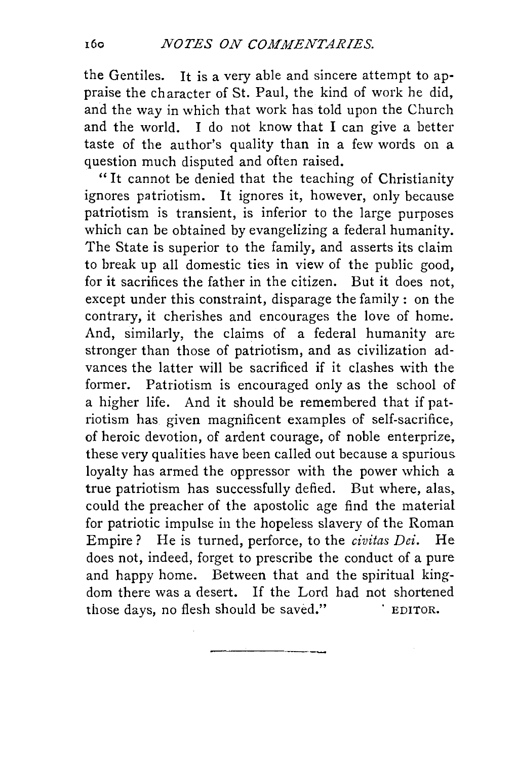the Gentiles. It is a very able and sincere attempt to appraise the character of St. Paul, the kind of work he did, and the way in which that work has told upon the Church and the world. I do not know that I can give a better taste of the author's quality than in a few words on a question much disputed and often raised.

"It cannot be denied that the teaching of Christianity ignores patriotism. It ignores it, however, only because patriotism is transient, is inferior to the large purposes which can be obtained by evangelizing a federal humanity. The State is superior to the family, and asserts its claim to break up all domestic ties in view of the public good, for it sacrifices the father in the citizen. But it does not, except under this constraint, disparage the family: on the contrary, it cherishes and encourages the love of home. And, similarly, the claims of a federal humanity are stronger than those of patriotism, and as civilization advances the latter will be sacrificed if it clashes with the former. Patriotism is encouraged only as the school of a higher life. And it should be remembered that if patriotism has given magnificent examples of self-sacrifice, of heroic devotion, of ardent courage, of noble enterprize, these very qualities have been called out because a spurious loyalty has armed the oppressor with the power which a true patriotism has successfully defied. But where, alas, could the preacher of the apostolic age find the material for patriotic impulse in the hopeless slavery of the Roman Empire? He is turned, perforce, to the *civitas Dei*. He does not, indeed, forget to prescribe the conduct of a pure and happy home. Between that and the spiritual kingdom there was a desert. If the Lord had not shortened those days, no flesh should be saved."

EDITOR.